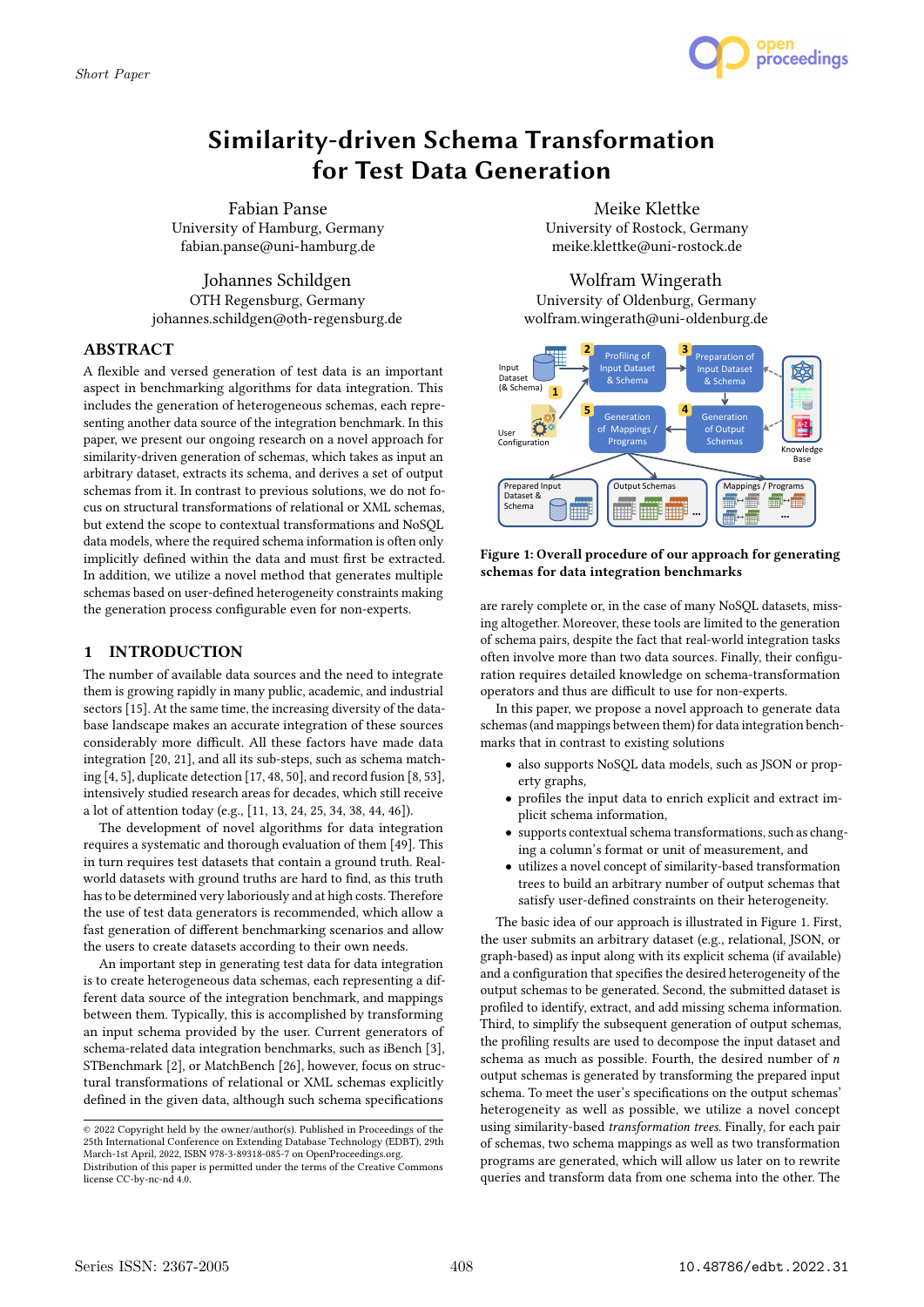Short Paper

# Similarity-driven Schema Transformation for Test Data Generation

Fabian Panse
University of Hamburg, Germany
fabian.panse@uni-hamburg.de

Meike Klettke
University of Rostock, Germany
meike.klettke@uni-rostock.de

Johannes Schildgen
OTH Regensburg, Germany
johannes.schildgen@oth-regensburg.de

Wolfram Wingerath
University of Oldenburg, Germany
wolfram.wingerath@uni-oldenburg.de

## ABSTRACT

A flexible and versed generation of test data is an important aspect in benchmarking algorithms for data integration. This includes the generation of heterogeneous schemas, each representing another data source of the integration benchmark. In this paper, we present our ongoing research on a novel approach for similarity-driven generation of schemas, which takes as input an arbitrary dataset, extracts its schema, and derives a set of output schemas from it. In contrast to previous solutions, we do not focus on structural transformations of relational or XML schemas, but extend the scope to contextual transformations and NoSQL data models, where the required schema information is often only implicitly defined within the data and must first be extracted. In addition, we utilize a novel method that generates multiple schemas based on user-defined heterogeneity constraints making the generation process configurable even for non-experts.

## 1 INTRODUCTION

The number of available data sources and the need to integrate them is growing rapidly in many public, academic, and industrial sectors [15]. At the same time, the increasing diversity of the database landscape makes an accurate integration of these sources considerably more difficult. All these factors have made data integration [20, 21], and all its sub-steps, such as schema matching [4, 5], duplicate detection [17, 48, 50], and record fusion [8, 53], intensively studied research areas for decades, which still receive a lot of attention today (e.g., [11, 13, 24, 25, 34, 38, 44, 46]).

The development of novel algorithms for data integration requires a systematic and thorough evaluation of them [49]. This in turn requires test datasets that contain a ground truth. Real-world datasets with ground truths are hard to find, as this truth has to be determined very laboriously and at high costs. Therefore the use of test data generators is recommended, which allow a fast generation of different benchmarking scenarios and allow the users to create datasets according to their own needs.

An important step in generating test data for data integration is to create heterogeneous data schemas, each representing a different data source of the integration benchmark, and mappings between them. Typically, this is accomplished by transforming an input schema provided by the user. Current generators of schema-related data integration benchmarks, such as iBench [3], STBenchmark [2], or MatchBench [26], however, focus on structural transformations of relational or XML schemas explicitly defined in the given data, although such schema specifications are rarely complete or, in the case of many NoSQL datasets, missing altogether. Moreover, these tools are limited to the generation of schema pairs, despite the fact that real-world integration tasks often involve more than two data sources. Finally, their configuration requires detailed knowledge on schema-transformation operators and thus are difficult to use for non-experts.

**Figure 1: Overall procedure of our approach for generating schemas for data integration benchmarks**

In this paper, we propose a novel approach to generate data schemas (and mappings between them) for data integration benchmarks that in contrast to existing solutions

- also supports NoSQL data models, such as JSON or property graphs,
- profiles the input data to enrich explicit and extract implicit schema information,
- supports contextual schema transformations, such as changing a column's format or unit of measurement, and
- utilizes a novel concept of similarity-based transformation trees to build an arbitrary number of output schemas that satisfy user-defined constraints on their heterogeneity.

The basic idea of our approach is illustrated in Figure 1. First, the user submits an arbitrary dataset (e.g., relational, JSON, or graph-based) as input along with its explicit schema (if available) and a configuration that specifies the desired heterogeneity of the output schemas to be generated. Second, the submitted dataset is profiled to identify, extract, and add missing schema information. Third, to simplify the subsequent generation of output schemas, the profiling results are used to decompose the input dataset and schema as much as possible. Fourth, the desired number of $n$ output schemas is generated by transforming the prepared input schema. To meet the user's specifications on the output schemas' heterogeneity as well as possible, we utilize a novel concept using similarity-based *transformation trees*. Finally, for each pair of schemas, two schema mappings as well as two transformation programs are generated, which will allow us later on to rewrite queries and transform data from one schema into the other. The

© 2022 Copyright held by the owner/author(s). Published in Proceedings of the 25th International Conference on Extending Database Technology (EDBT), 29th March-1st April, 2022, ISBN 978-3-89318-085-7 on OpenProceedings.org.
Distribution of this paper is permitted under the terms of the Creative Commons license CC-by-nc-nd 4.0.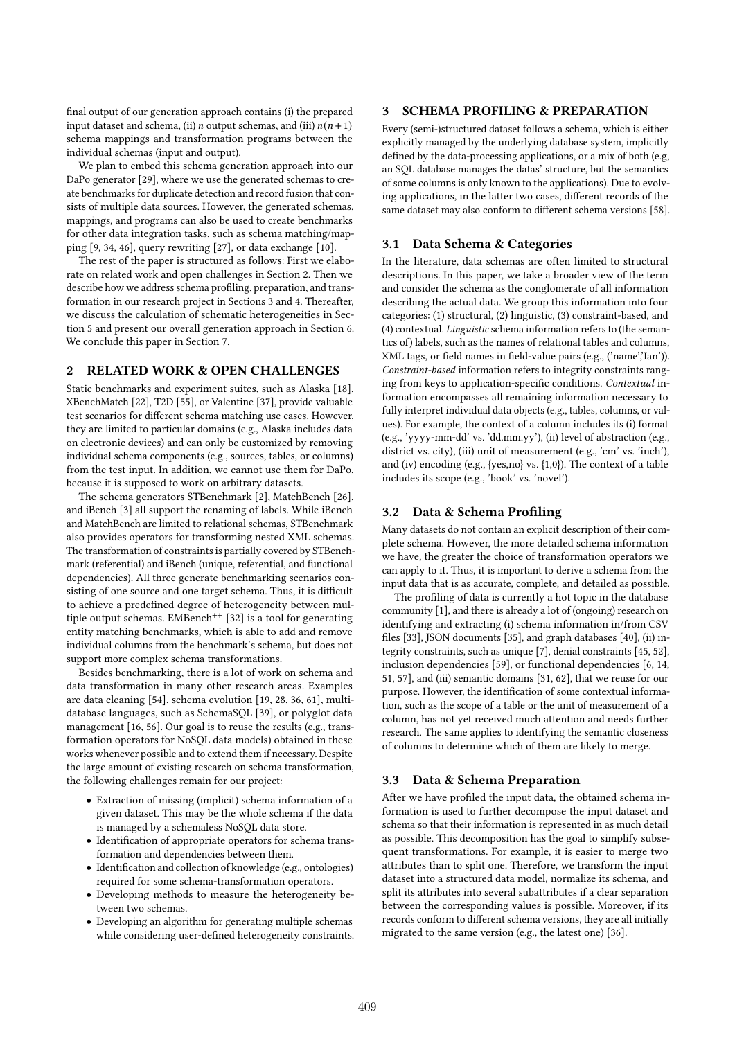final output of our generation approach contains (i) the prepared input dataset and schema, (ii) $n$ output schemas, and (iii) $n(n+1)$ schema mappings and transformation programs between the individual schemas (input and output).

We plan to embed this schema generation approach into our DaPo generator [29], where we use the generated schemas to create benchmarks for duplicate detection and record fusion that consists of multiple data sources. However, the generated schemas, mappings, and programs can also be used to create benchmarks for other data integration tasks, such as schema matching/mapping [9, 34, 46], query rewriting [27], or data exchange [10].

The rest of the paper is structured as follows: First we elaborate on related work and open challenges in Section 2. Then we describe how we address schema profiling, preparation, and transformation in our research project in Sections 3 and 4. Thereafter, we discuss the calculation of schematic heterogeneities in Section 5 and present our overall generation approach in Section 6. We conclude this paper in Section 7.

## 2 RELATED WORK & OPEN CHALLENGES

Static benchmarks and experiment suites, such as Alaska [18], XBenchMatch [22], T2D [55], or Valentine [37], provide valuable test scenarios for different schema matching use cases. However, they are limited to particular domains (e.g., Alaska includes data on electronic devices) and can only be customized by removing individual schema components (e.g., sources, tables, or columns) from the test input. In addition, we cannot use them for DaPo, because it is supposed to work on arbitrary datasets.

The schema generators STBenchmark [2], MatchBench [26], and iBench [3] all support the renaming of labels. While iBench and MatchBench are limited to relational schemas, STBenchmark also provides operators for transforming nested XML schemas. The transformation of constraints is partially covered by STBenchmark (referential) and iBench (unique, referential, and functional dependencies). All three generate benchmarking scenarios consisting of one source and one target schema. Thus, it is difficult to achieve a predefined degree of heterogeneity between multiple output schemas. EMBench$^{++}$ [32] is a tool for generating entity matching benchmarks, which is able to add and remove individual columns from the benchmark's schema, but does not support more complex schema transformations.

Besides benchmarking, there is a lot of work on schema and data transformation in many other research areas. Examples are data cleaning [54], schema evolution [19, 28, 36, 61], multi-database languages, such as SchemaSQL [39], or polyglot data management [16, 56]. Our goal is to reuse the results (e.g., transformation operators for NoSQL data models) obtained in these works whenever possible and to extend them if necessary. Despite the large amount of existing research on schema transformation, the following challenges remain for our project:

- Extraction of missing (implicit) schema information of a given dataset. This may be the whole schema if the data is managed by a schemaless NoSQL data store.
- Identification of appropriate operators for schema transformation and dependencies between them.
- Identification and collection of knowledge (e.g., ontologies) required for some schema-transformation operators.
- Developing methods to measure the heterogeneity between two schemas.
- Developing an algorithm for generating multiple schemas while considering user-defined heterogeneity constraints.

## 3 SCHEMA PROFILING & PREPARATION

Every (semi-)structured dataset follows a schema, which is either explicitly managed by the underlying database system, implicitly defined by the data-processing applications, or a mix of both (e.g, an SQL database manages the datas' structure, but the semantics of some columns is only known to the applications). Due to evolving applications, in the latter two cases, different records of the same dataset may also conform to different schema versions [58].

### 3.1 Data Schema & Categories

In the literature, data schemas are often limited to structural descriptions. In this paper, we take a broader view of the term and consider the schema as the conglomerate of all information describing the actual data. We group this information into four categories: (1) structural, (2) linguistic, (3) constraint-based, and (4) contextual. *Linguistic* schema information refers to (the semantics of) labels, such as the names of relational tables and columns, XML tags, or field names in field-value pairs (e.g., ('name','Ian')). *Constraint-based* information refers to integrity constraints ranging from keys to application-specific conditions. *Contextual* information encompasses all remaining information necessary to fully interpret individual data objects (e.g., tables, columns, or values). For example, the context of a column includes its (i) format (e.g., 'yyyy-mm-dd' vs. 'dd.mm.yy'), (ii) level of abstraction (e.g., district vs. city), (iii) unit of measurement (e.g., 'cm' vs. 'inch'), and (iv) encoding (e.g., {yes,no} vs. {1,0}). The context of a table includes its scope (e.g., 'book' vs. 'novel').

### 3.2 Data & Schema Profiling

Many datasets do not contain an explicit description of their complete schema. However, the more detailed schema information we have, the greater the choice of transformation operators we can apply to it. Thus, it is important to derive a schema from the input data that is as accurate, complete, and detailed as possible.

The profiling of data is currently a hot topic in the database community [1], and there is already a lot of (ongoing) research on identifying and extracting (i) schema information in/from CSV files [33], JSON documents [35], and graph databases [40], (ii) integrity constraints, such as unique [7], denial constraints [45, 52], inclusion dependencies [59], or functional dependencies [6, 14, 51, 57], and (iii) semantic domains [31, 62], that we reuse for our purpose. However, the identification of some contextual information, such as the scope of a table or the unit of measurement of a column, has not yet received much attention and needs further research. The same applies to identifying the semantic closeness of columns to determine which of them are likely to merge.

### 3.3 Data & Schema Preparation

After we have profiled the input data, the obtained schema information is used to further decompose the input dataset and schema so that their information is represented in as much detail as possible. This decomposition has the goal to simplify subsequent transformations. For example, it is easier to merge two attributes than to split one. Therefore, we transform the input dataset into a structured data model, normalize its schema, and split its attributes into several subattributes if a clear separation between the corresponding values is possible. Moreover, if its records conform to different schema versions, they are all initially migrated to the same version (e.g., the latest one) [36].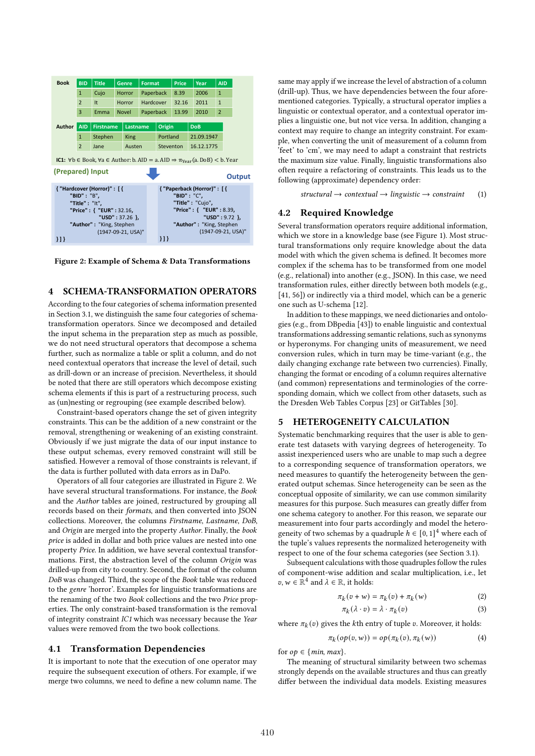**Book**

| BID | Title | Genre | Format | Price | Year | AID |
|---|---|---|---|---|---|---|
| 1 | Cujo | Horror | Paperback | 8.39 | 2006 | 1 |
| 2 | It | Horror | Hardcover | 32.16 | 2011 | 1 |
| 3 | Emma | Novel | Paperback | 13.99 | 2010 | 2 |

**Author**

| AID | Firstname | Lastname | Origin | DoB |
|---|---|---|---|---|
| 1 | Stephen | King | Portland | 21.09.1947 |
| 2 | Jane | Austen | Steventon | 16.12.1775 |

**IC1:** $\forall b \in \text{Book}, \forall a \in \text{Author}: b.\text{AID} = a.\text{AID} \Rightarrow \pi_{\text{Year}}(a.\text{DoB}) < b.\text{Year}$

(Prepared) Input → Output

```
{ "Hardcover (Horror)" : [ {
    "BID" : "B",
    "Title" : "It",
    "Price" : { "EUR" : 32.16,
                "USD" : 37.26 },
    "Author" : "King, Stephen
               (1947-09-21, USA)"
} ] }
```

```
{ "Paperback (Horror)" : [ {
    "BID" : "C",
    "Title" : "Cujo",
    "Price" : { "EUR" : 8.39,
                "USD" : 9.72 },
    "Author" : "King, Stephen
               (1947-09-21, USA)"
} ] }
```

**Figure 2: Example of Schema & Data Transformations**

## 4 SCHEMA-TRANSFORMATION OPERATORS

According to the four categories of schema information presented in Section 3.1, we distinguish the same four categories of schema-transformation operators. Since we decomposed and detailed the input schema in the preparation step as much as possible, we do not need structural operators that decompose a schema further, such as normalize a table or split a column, and do not need contextual operators that increase the level of detail, such as drill-down or an increase of precision. Nevertheless, it should be noted that there are still operators which decompose existing schema elements if this is part of a restructuring process, such as (un)nesting or regrouping (see example described below).

Constraint-based operators change the set of given integrity constraints. This can be the addition of a new constraint or the removal, strengthening or weakening of an existing constraint. Obviously if we just migrate the data of our input instance to these output schemas, every removed constraint will still be satisfied. However a removal of those constraints is relevant, if the data is further polluted with data errors as in DaPo.

Operators of all four categories are illustrated in Figure 2. We have several structural transformations. For instance, the *Book* and the *Author* tables are joined, restructured by grouping all records based on their *formats*, and then converted into JSON collections. Moreover, the columns *Firstname*, *Lastname*, *DoB*, and *Origin* are merged into the property *Author*. Finally, the *book price* is added in dollar and both price values are nested into one property *Price*. In addition, we have several contextual transformations. First, the abstraction level of the column *Origin* was drilled-up from city to country. Second, the format of the column *DoB* was changed. Third, the scope of the *Book* table was reduced to the *genre* 'horror'. Examples for linguistic transformations are the renaming of the two *Book* collections and the two *Price* properties. The only constraint-based transformation is the removal of integrity constraint *IC1* which was necessary because the *Year* values were removed from the two book collections.

### 4.1 Transformation Dependencies

It is important to note that the execution of one operator may require the subsequent execution of others. For example, if we merge two columns, we need to define a new column name. The same may apply if we increase the level of abstraction of a column (drill-up). Thus, we have dependencies between the four aforementioned categories. Typically, a structural operator implies a linguistic or contextual operator, and a contextual operator implies a linguistic one, but not vice versa. In addition, changing a context may require to change an integrity constraint. For example, when converting the unit of measurement of a column from 'feet' to 'cm', we may need to adapt a constraint that restricts the maximum size value. Finally, linguistic transformations also often require a refactoring of constraints. This leads us to the following (approximate) dependency order:

$$\textit{structural} \rightarrow \textit{contextual} \rightarrow \textit{linguistic} \rightarrow \textit{constraint} \tag{1}$$

### 4.2 Required Knowledge

Several transformation operators require additional information, which we store in a knowledge base (see Figure 1). Most structural transformations only require knowledge about the data model with which the given schema is defined. It becomes more complex if the schema has to be transformed from one model (e.g., relational) into another (e.g., JSON). In this case, we need transformation rules, either directly between both models (e.g., [41, 56]) or indirectly via a third model, which can be a generic one such as U-schema [12].

In addition to these mappings, we need dictionaries and ontologies (e.g., from DBpedia [43]) to enable linguistic and contextual transformations addressing semantic relations, such as synonyms or hyperonyms. For changing units of measurement, we need conversion rules, which in turn may be time-variant (e.g., the daily changing exchange rate between two currencies). Finally, changing the format or encoding of a column requires alternative (and common) representations and terminologies of the corresponding domain, which we collect from other datasets, such as the Dresden Web Tables Corpus [23] or GitTables [30].

## 5 HETEROGENEITY CALCULATION

Systematic benchmarking requires that the user is able to generate test datasets with varying degrees of heterogeneity. To assist inexperienced users who are unable to map such a degree to a corresponding sequence of transformation operators, we need measures to quantify the heterogeneity between the generated output schemas. Since heterogeneity can be seen as the conceptual opposite of similarity, we can use common similarity measures for this purpose. Such measures can greatly differ from one schema category to another. For this reason, we separate our measurement into four parts accordingly and model the heterogeneity of two schemas by a quadruple $h \in [0, 1]^4$ where each of the tuple's values represents the normalized heterogeneity with respect to one of the four schema categories (see Section 3.1).

Subsequent calculations with those quadruples follow the rules of component-wise addition and scalar multiplication, i.e., let $v, w \in \mathbb{R}^4$ and $\lambda \in \mathbb{R}$, it holds:

$$\pi_k(v + w) = \pi_k(v) + \pi_k(w) \tag{2}$$

$$\pi_k(\lambda \cdot v) = \lambda \cdot \pi_k(v) \tag{3}$$

where $\pi_k(v)$ gives the $k$th entry of tuple $v$. Moreover, it holds:

$$\pi_k(op(v, w)) = op(\pi_k(v), \pi_k(w)) \tag{4}$$

for $op \in \{min, max\}$.

The meaning of structural similarity between two schemas strongly depends on the available structures and thus can greatly differ between the individual data models. Existing measures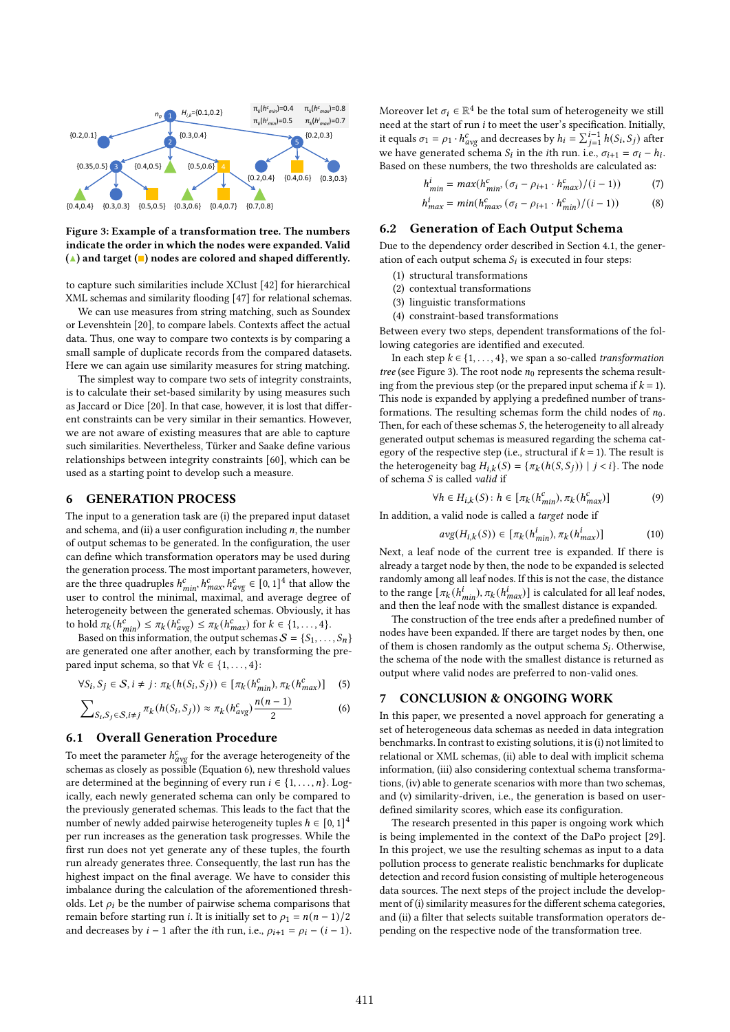**Figure 3: Example of a transformation tree. The numbers indicate the order in which the nodes were expanded. Valid (▲) and target (■) nodes are colored and shaped differently.**

to capture such similarities include XClust [42] for hierarchical XML schemas and similarity flooding [47] for relational schemas.

We can use measures from string matching, such as Soundex or Levenshtein [20], to compare labels. Contexts affect the actual data. Thus, one way to compare two contexts is by comparing a small sample of duplicate records from the compared datasets. Here we can again use similarity measures for string matching.

The simplest way to compare two sets of integrity constraints, is to calculate their set-based similarity by using measures such as Jaccard or Dice [20]. In that case, however, it is lost that different constraints can be very similar in their semantics. However, we are not aware of existing measures that are able to capture such similarities. Nevertheless, Türker and Saake define various relationships between integrity constraints [60], which can be used as a starting point to develop such a measure.

# 6 GENERATION PROCESS

The input to a generation task are (i) the prepared input dataset and schema, and (ii) a user configuration including $n$, the number of output schemas to be generated. In the configuration, the user can define which transformation operators may be used during the generation process. The most important parameters, however, are the three quadruples $h^c_{min}, h^c_{max}, h^c_{avg} \in [0,1]^4$ that allow the user to control the minimal, maximal, and average degree of heterogeneity between the generated schemas. Obviously, it has to hold $\pi_k(h^c_{min}) \leq \pi_k(h^c_{avg}) \leq \pi_k(h^c_{max})$ for $k \in \{1,\ldots,4\}$.

Based on this information, the output schemas $\mathcal{S} = \{S_1,\ldots,S_n\}$ are generated one after another, each by transforming the prepared input schema, so that $\forall k \in \{1,\ldots,4\}$:

$$\forall S_i, S_j \in \mathcal{S}, i \neq j : \pi_k(h(S_i,S_j)) \in [\pi_k(h^c_{min}), \pi_k(h^c_{max})] \quad (5)$$

$$\sum\nolimits_{S_i,S_j \in \mathcal{S}, i\neq j} \pi_k(h(S_i,S_j)) \approx \pi_k(h^c_{avg}) \frac{n(n-1)}{2} \quad (6)$$

## 6.1 Overall Generation Procedure

To meet the parameter $h^c_{avg}$ for the average heterogeneity of the schemas as closely as possible (Equation 6), new threshold values are determined at the beginning of every run $i \in \{1,\ldots,n\}$. Logically, each newly generated schema can only be compared to the previously generated schemas. This leads to the fact that the number of newly added pairwise heterogeneity tuples $h \in [0,1]^4$ per run increases as the generation task progresses. While the first run does not yet generate any of these tuples, the fourth run already generates three. Consequently, the last run has the highest impact on the final average. We have to consider this imbalance during the calculation of the aforementioned thresholds. Let $\rho_i$ be the number of pairwise schema comparisons that remain before starting run $i$. It is initially set to $\rho_1 = n(n-1)/2$ and decreases by $i-1$ after the $i$th run, i.e., $\rho_{i+1} = \rho_i - (i-1)$.

Moreover let $\sigma_i \in \mathbb{R}^4$ be the total sum of heterogeneity we still need at the start of run $i$ to meet the user's specification. Initially, it equals $\sigma_1 = \rho_1 \cdot h^c_{avg}$ and decreases by $h_i = \sum_{j=1}^{i-1} h(S_i,S_j)$ after we have generated schema $S_i$ in the $i$th run. i.e., $\sigma_{i+1} = \sigma_i - h_i$. Based on these numbers, the two thresholds are calculated as:

$$h^i_{min} = max(h^c_{min}, (\sigma_i - \rho_{i+1} \cdot h^c_{max})/(i-1)) \quad (7)$$

$$h^i_{max} = min(h^c_{max}, (\sigma_i - \rho_{i+1} \cdot h^c_{min})/(i-1)) \quad (8)$$

## 6.2 Generation of Each Output Schema

Due to the dependency order described in Section 4.1, the generation of each output schema $S_i$ is executed in four steps:

(1) structural transformations
(2) contextual transformations
(3) linguistic transformations
(4) constraint-based transformations

Between every two steps, dependent transformations of the following categories are identified and executed.

In each step $k \in \{1,\ldots,4\}$, we span a so-called *transformation tree* (see Figure 3). The root node $n_0$ represents the schema resulting from the previous step (or the prepared input schema if $k=1$). This node is expanded by applying a predefined number of transformations. The resulting schemas form the child nodes of $n_0$. Then, for each of these schemas $S$, the heterogeneity to all already generated output schemas is measured regarding the schema category of the respective step (i.e., structural if $k=1$). The result is the heterogeneity bag $H_{i,k}(S) = \{\pi_k(h(S,S_j)) \mid j < i\}$. The node of schema $S$ is called *valid* if

$$\forall h \in H_{i,k}(S) : h \in [\pi_k(h^c_{min}), \pi_k(h^c_{max})] \quad (9)$$

In addition, a valid node is called a *target* node if

$$avg(H_{i,k}(S)) \in [\pi_k(h^i_{min}), \pi_k(h^i_{max})] \quad (10)$$

Next, a leaf node of the current tree is expanded. If there is already a target node by then, the node to be expanded is selected randomly among all leaf nodes. If this is not the case, the distance to the range $[\pi_k(h^i_{min}), \pi_k(h^i_{max})]$ is calculated for all leaf nodes, and then the leaf node with the smallest distance is expanded.

The construction of the tree ends after a predefined number of nodes have been expanded. If there are target nodes by then, one of them is chosen randomly as the output schema $S_i$. Otherwise, the schema of the node with the smallest distance is returned as output where valid nodes are preferred to non-valid ones.

# 7 CONCLUSION & ONGOING WORK

In this paper, we presented a novel approach for generating a set of heterogeneous data schemas as needed in data integration benchmarks. In contrast to existing solutions, it is (i) not limited to relational or XML schemas, (ii) able to deal with implicit schema information, (iii) also considering contextual schema transformations, (iv) able to generate scenarios with more than two schemas, and (v) similarity-driven, i.e., the generation is based on user-defined similarity scores, which ease its configuration.

The research presented in this paper is ongoing work which is being implemented in the context of the DaPo project [29]. In this project, we use the resulting schemas as input to a data pollution process to generate realistic benchmarks for duplicate detection and record fusion consisting of multiple heterogeneous data sources. The next steps of the project include the development of (i) similarity measures for the different schema categories, and (ii) a filter that selects suitable transformation operators depending on the respective node of the transformation tree.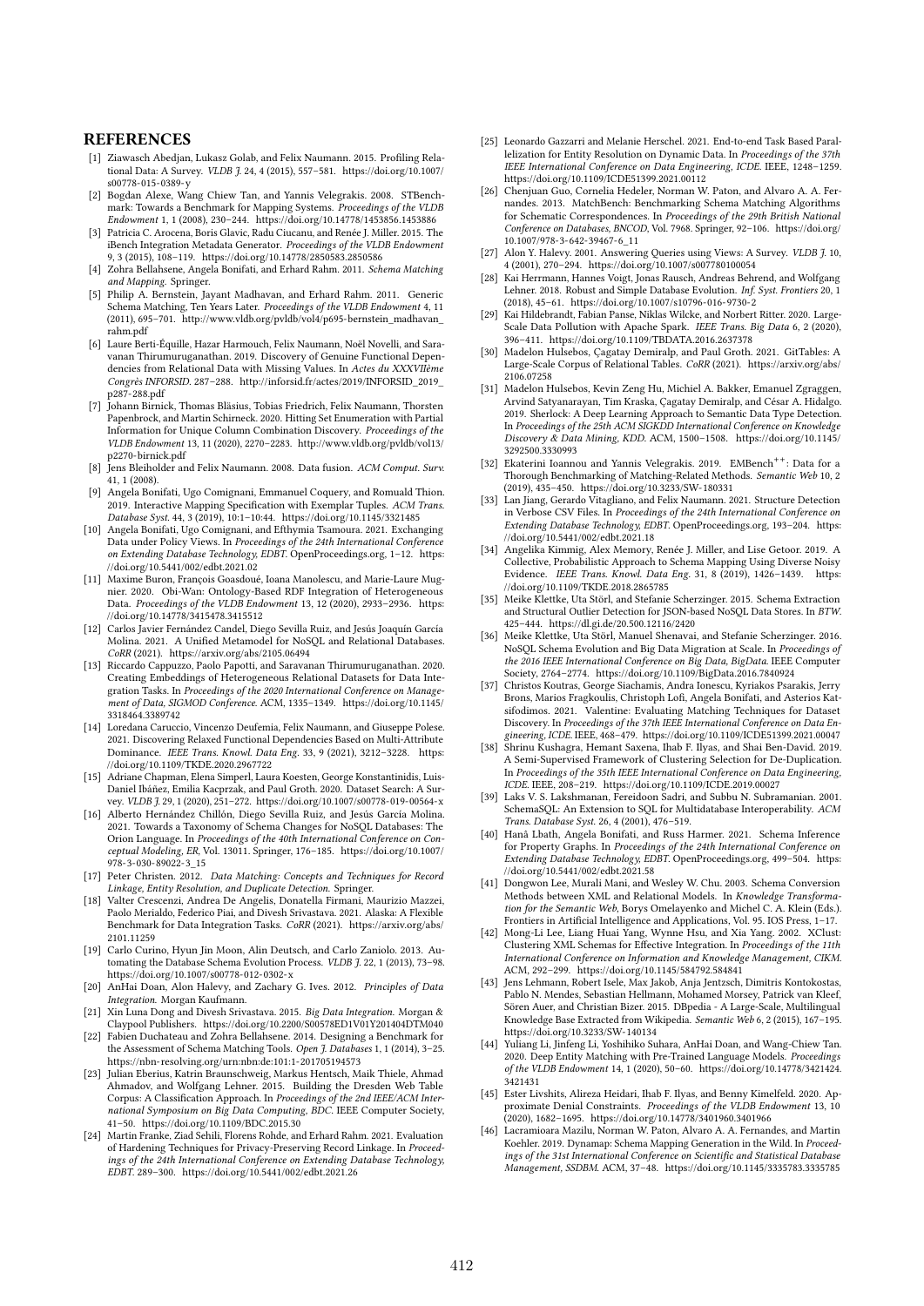## REFERENCES

[1] Ziawasch Abedjan, Lukasz Golab, and Felix Naumann. 2015. Profiling Relational Data: A Survey. *VLDB J.* 24, 4 (2015), 557–581. https://doi.org/10.1007/s00778-015-0389-y

[2] Bogdan Alexe, Wang Chiew Tan, and Yannis Velegrakis. 2008. STBenchmark: Towards a Benchmark for Mapping Systems. *Proceedings of the VLDB Endowment* 1, 1 (2008), 230–244. https://doi.org/10.14778/1453856.1453886

[3] Patricia C. Arocena, Boris Glavic, Radu Ciucanu, and Renée J. Miller. 2015. The iBench Integration Metadata Generator. *Proceedings of the VLDB Endowment* 9, 3 (2015), 108–119. https://doi.org/10.14778/2850583.2850586

[4] Zohra Bellahsene, Angela Bonifati, and Erhard Rahm. 2011. *Schema Matching and Mapping.* Springer.

[5] Philip A. Bernstein, Jayant Madhavan, and Erhard Rahm. 2011. Generic Schema Matching, Ten Years Later. *Proceedings of the VLDB Endowment* 4, 11 (2011), 695–701. http://www.vldb.org/pvldb/vol4/p695-bernstein_madhavan_rahm.pdf

[6] Laure Berti-Équille, Hazar Harmouch, Felix Naumann, Noël Novelli, and Saravanan Thirumuruganathan. 2019. Discovery of Genuine Functional Dependencies from Relational Data with Missing Values. In *Actes du XXXVIIème Congrès INFORSID*. 287–288. http://inforsid.fr/actes/2019/INFORSID_2019_p287-288.pdf

[7] Johann Birnick, Thomas Bläsius, Tobias Friedrich, Felix Naumann, Thorsten Papenbrock, and Martin Schirneck. 2020. Hitting Set Enumeration with Partial Information for Unique Column Combination Discovery. *Proceedings of the VLDB Endowment* 13, 11 (2020), 2270–2283. http://www.vldb.org/pvldb/vol13/p2270-birnick.pdf

[8] Jens Bleiholder and Felix Naumann. 2008. Data fusion. *ACM Comput. Surv.* 41, 1 (2008).

[9] Angela Bonifati, Ugo Comignani, Emmanuel Coquery, and Romuald Thion. 2019. Interactive Mapping Specification with Exemplar Tuples. *ACM Trans. Database Syst.* 44, 3 (2019), 10:1–10:44. https://doi.org/10.1145/3321485

[10] Angela Bonifati, Ugo Comignani, and Efthymia Tsamoura. 2021. Exchanging Data under Policy Views. In *Proceedings of the 24th International Conference on Extending Database Technology, EDBT*. OpenProceedings.org, 1–12. https://doi.org/10.5441/002/edbt.2021.02

[11] Maxime Buron, François Goasdoué, Ioana Manolescu, and Marie-Laure Mugnier. 2020. Obi-Wan: Ontology-Based RDF Integration of Heterogeneous Data. *Proceedings of the VLDB Endowment* 13, 12 (2020), 2933–2936. https://doi.org/10.14778/3415478.3415512

[12] Carlos Javier Fernández Candel, Diego Sevilla Ruiz, and Jesús Joaquín García Molina. 2021. A Unified Metamodel for NoSQL and Relational Databases. *CoRR* (2021). https://arxiv.org/abs/2105.06494

[13] Riccardo Cappuzzo, Paolo Papotti, and Saravanan Thirumuruganathan. 2020. Creating Embeddings of Heterogeneous Relational Datasets for Data Integration Tasks. In *Proceedings of the 2020 International Conference on Management of Data, SIGMOD Conference*. ACM, 1335–1349. https://doi.org/10.1145/3318464.3389742

[14] Loredana Caruccio, Vincenzo Deufemia, Felix Naumann, and Giuseppe Polese. 2021. Discovering Relaxed Functional Dependencies Based on Multi-Attribute Dominance. *IEEE Trans. Knowl. Data Eng.* 33, 9 (2021), 3212–3228. https://doi.org/10.1109/TKDE.2020.2967722

[15] Adriane Chapman, Elena Simperl, Laura Koesten, George Konstantinidis, Luis-Daniel Ibáñez, Emilia Kacprzak, and Paul Groth. 2020. Dataset Search: A Survey. *VLDB J.* 29, 1 (2020), 251–272. https://doi.org/10.1007/s00778-019-00564-x

[16] Alberto Hernández Chillón, Diego Sevilla Ruiz, and Jesús García Molina. 2021. Towards a Taxonomy of Schema Changes for NoSQL Databases: The Orion Language. In *Proceedings of the 40th International Conference on Conceptual Modeling, ER*, Vol. 13011. Springer, 176–185. https://doi.org/10.1007/978-3-030-89022-3_15

[17] Peter Christen. 2012. *Data Matching: Concepts and Techniques for Record Linkage, Entity Resolution, and Duplicate Detection.* Springer.

[18] Valter Crescenzi, Andrea De Angelis, Donatella Firmani, Maurizio Mazzei, Paolo Merialdo, Federico Piai, and Divesh Srivastava. 2021. Alaska: A Flexible Benchmark for Data Integration Tasks. *CoRR* (2021). https://arxiv.org/abs/2101.11259

[19] Carlo Curino, Hyun Jin Moon, Alin Deutsch, and Carlo Zaniolo. 2013. Automating the Database Schema Evolution Process. *VLDB J.* 22, 1 (2013), 73–98. https://doi.org/10.1007/s00778-012-0302-x

[20] AnHai Doan, Alon Halevy, and Zachary G. Ives. 2012. *Principles of Data Integration.* Morgan Kaufmann.

[21] Xin Luna Dong and Divesh Srivastava. 2015. *Big Data Integration.* Morgan & Claypool Publishers. https://doi.org/10.2200/S00578ED1V01Y201404DTM040

[22] Fabien Duchateau and Zohra Bellahsene. 2014. Designing a Benchmark for the Assessment of Schema Matching Tools. *Open J. Databases* 1, 1 (2014), 3–25. https://nbn-resolving.org/urn:nbn:de:101:1-201705194573

[23] Julian Eberius, Katrin Braunschweig, Markus Hentsch, Maik Thiele, Ahmad Ahmadov, and Wolfgang Lehner. 2015. Building the Dresden Web Table Corpus: A Classification Approach. In *Proceedings of the 2nd IEEE/ACM International Symposium on Big Data Computing, BDC*. IEEE Computer Society, 41–50. https://doi.org/10.1109/BDC.2015.30

[24] Martin Franke, Ziad Sehili, Florens Rohde, and Erhard Rahm. 2021. Evaluation of Hardening Techniques for Privacy-Preserving Record Linkage. In *Proceedings of the 24th International Conference on Extending Database Technology, EDBT*. 289–300. https://doi.org/10.5441/002/edbt.2021.26

[25] Leonardo Gazzarri and Melanie Herschel. 2021. End-to-end Task Based Parallelization for Entity Resolution on Dynamic Data. In *Proceedings of the 37th IEEE International Conference on Data Engineering, ICDE*. IEEE, 1248–1259. https://doi.org/10.1109/ICDE51399.2021.00112

[26] Chenjuan Guo, Cornelia Hedeler, Norman W. Paton, and Alvaro A. A. Fernandes. 2013. MatchBench: Benchmarking Schema Matching Algorithms for Schematic Correspondences. In *Proceedings of the 29th British National Conference on Databases, BNCOD*, Vol. 7968. Springer, 92–106. https://doi.org/10.1007/978-3-642-39467-6_11

[27] Alon Y. Halevy. 2001. Answering Queries using Views: A Survey. *VLDB J.* 10, 4 (2001), 270–294. https://doi.org/10.1007/s007780100054

[28] Kai Herrmann, Hannes Voigt, Jonas Rausch, Andreas Behrend, and Wolfgang Lehner. 2018. Robust and Simple Database Evolution. *Inf. Syst. Frontiers* 20, 1 (2018), 45–61. https://doi.org/10.1007/s10796-016-9730-2

[29] Kai Hildebrandt, Fabian Panse, Niklas Wilcke, and Norbert Ritter. 2020. Large-Scale Data Pollution with Apache Spark. *IEEE Trans. Big Data* 6, 2 (2020), 396–411. https://doi.org/10.1109/TBDATA.2016.2637378

[30] Madelon Hulsebos, Çagatay Demiralp, and Paul Groth. 2021. GitTables: A Large-Scale Corpus of Relational Tables. *CoRR* (2021). https://arxiv.org/abs/2106.07258

[31] Madelon Hulsebos, Kevin Zeng Hu, Michiel A. Bakker, Emanuel Zgraggen, Arvind Satyanarayan, Tim Kraska, Çagatay Demiralp, and César A. Hidalgo. 2019. Sherlock: A Deep Learning Approach to Semantic Data Type Detection. In *Proceedings of the 25th ACM SIGKDD International Conference on Knowledge Discovery & Data Mining, KDD*. ACM, 1500–1508. https://doi.org/10.1145/3292500.3330993

[32] Ekaterini Ioannou and Yannis Velegrakis. 2019. EMBench$^{++}$: Data for a Thorough Benchmarking of Matching-Related Methods. *Semantic Web* 10, 2 (2019), 435–450. https://doi.org/10.3233/SW-180331

[33] Lan Jiang, Gerardo Vitagliano, and Felix Naumann. 2021. Structure Detection in Verbose CSV Files. In *Proceedings of the 24th International Conference on Extending Database Technology, EDBT*. OpenProceedings.org, 193–204. https://doi.org/10.5441/002/edbt.2021.18

[34] Angelika Kimmig, Alex Memory, Renée J. Miller, and Lise Getoor. 2019. A Collective, Probabilistic Approach to Schema Mapping Using Diverse Noisy Evidence. *IEEE Trans. Knowl. Data Eng.* 31, 8 (2019), 1426–1439. https://doi.org/10.1109/TKDE.2018.2865785

[35] Meike Klettke, Uta Störl, and Stefanie Scherzinger. 2015. Schema Extraction and Structural Outlier Detection for JSON-based NoSQL Data Stores. In *BTW*. 425–444. https://dl.gi.de/20.500.12116/2420

[36] Meike Klettke, Uta Störl, Manuel Shenavai, and Stefanie Scherzinger. 2016. NoSQL Schema Evolution and Big Data Migration at Scale. In *Proceedings of the 2016 IEEE International Conference on Big Data, BigData*. IEEE Computer Society, 2764–2774. https://doi.org/10.1109/BigData.2016.7840924

[37] Christos Koutras, George Siachamis, Andra Ionescu, Kyriakos Psarakis, Jerry Brons, Marios Fragkoulis, Christoph Lofi, Angela Bonifati, and Asterios Katsifodimos. 2021. Valentine: Evaluating Matching Techniques for Dataset Discovery. In *Proceedings of the 37th IEEE International Conference on Data Engineering, ICDE*. IEEE, 468–479. https://doi.org/10.1109/ICDE51399.2021.00047

[38] Shrinu Kushagra, Hemant Saxena, Ihab F. Ilyas, and Shai Ben-David. 2019. A Semi-Supervised Framework of Clustering Selection for De-Duplication. In *Proceedings of the 35th IEEE International Conference on Data Engineering, ICDE*. IEEE, 208–219. https://doi.org/10.1109/ICDE.2019.00027

[39] Laks V. S. Lakshmanan, Fereidoon Sadri, and Subbu N. Subramanian. 2001. SchemaSQL: An Extension to SQL for Multidatabase Interoperability. *ACM Trans. Database Syst.* 26, 4 (2001), 476–519.

[40] Hanâ Lbath, Angela Bonifati, and Russ Harmer. 2021. Schema Inference for Property Graphs. In *Proceedings of the 24th International Conference on Extending Database Technology, EDBT*. OpenProceedings.org, 499–504. https://doi.org/10.5441/002/edbt.2021.58

[41] Dongwon Lee, Murali Mani, and Wesley W. Chu. 2003. Schema Conversion Methods between XML and Relational Models. In *Knowledge Transformation for the Semantic Web*, Borys Omelayenko and Michel C. A. Klein (Eds.). Frontiers in Artificial Intelligence and Applications, Vol. 95. IOS Press, 1–17.

[42] Mong-Li Lee, Liang Huai Yang, Wynne Hsu, and Xia Yang. 2002. XClust: Clustering XML Schemas for Effective Integration. In *Proceedings of the 11th International Conference on Information and Knowledge Management, CIKM*. ACM, 292–299. https://doi.org/10.1145/584792.584841

[43] Jens Lehmann, Robert Isele, Max Jakob, Anja Jentzsch, Dimitris Kontokostas, Pablo N. Mendes, Sebastian Hellmann, Mohamed Morsey, Patrick van Kleef, Sören Auer, and Christian Bizer. 2015. DBpedia - A Large-Scale, Multilingual Knowledge Base Extracted from Wikipedia. *Semantic Web* 6, 2 (2015), 167–195. https://doi.org/10.3233/SW-140134

[44] Yuliang Li, Jinfeng Li, Yoshihiko Suhara, AnHai Doan, and Wang-Chiew Tan. 2020. Deep Entity Matching with Pre-Trained Language Models. *Proceedings of the VLDB Endowment* 14, 1 (2020), 50–60. https://doi.org/10.14778/3421424.3421431

[45] Ester Livshits, Alireza Heidari, Ihab F. Ilyas, and Benny Kimelfeld. 2020. Approximate Denial Constraints. *Proceedings of the VLDB Endowment* 13, 10 (2020), 1682–1695. https://doi.org/10.14778/3401960.3401966

[46] Lacramioara Mazilu, Norman W. Paton, Alvaro A. A. Fernandes, and Martin Koehler. 2019. Dynamap: Schema Mapping Generation in the Wild. In *Proceedings of the 31st International Conference on Scientific and Statistical Database Management, SSDBM*. ACM, 37–48. https://doi.org/10.1145/3335783.3335785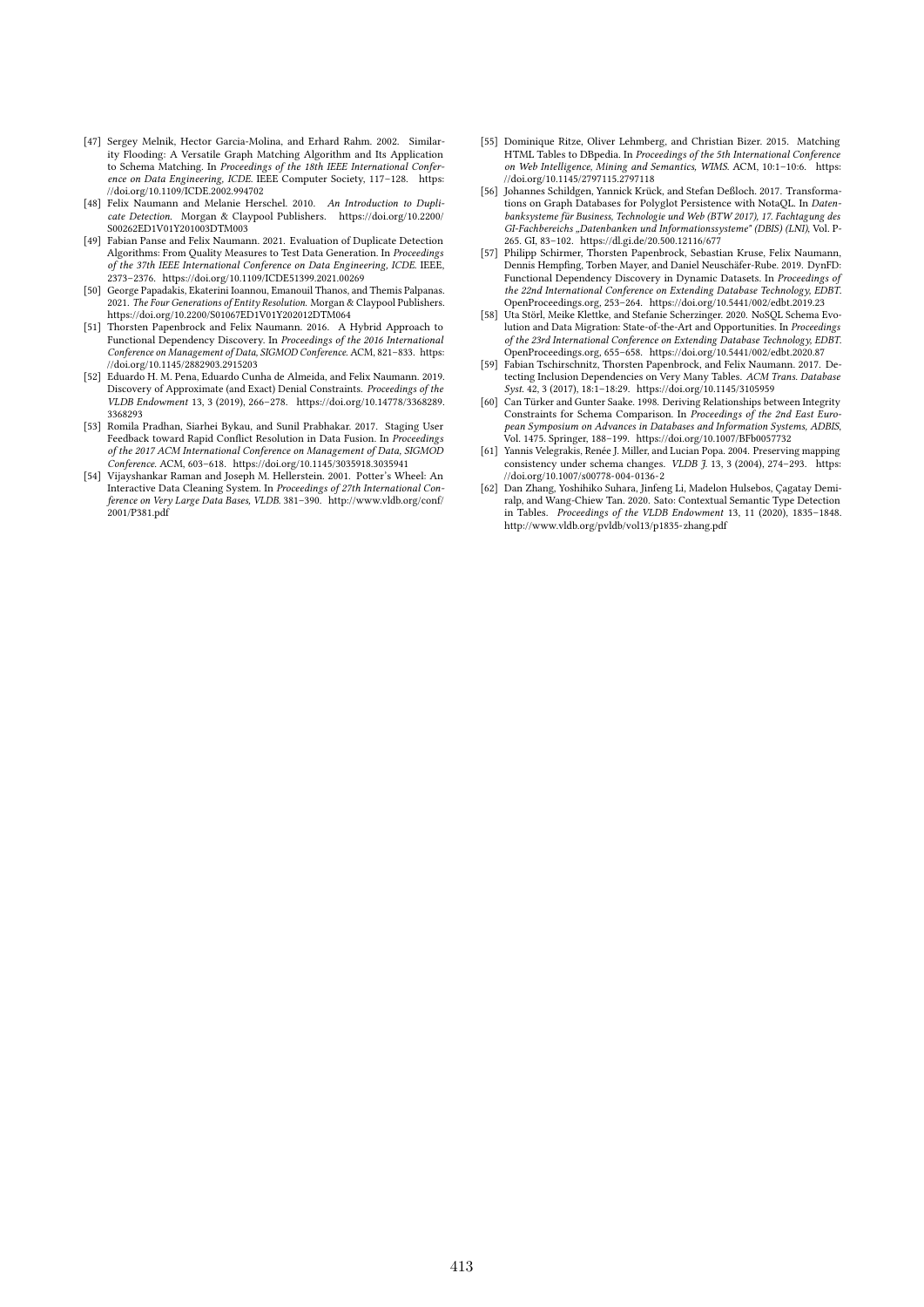- [47] Sergey Melnik, Hector Garcia-Molina, and Erhard Rahm. 2002. Similarity Flooding: A Versatile Graph Matching Algorithm and Its Application to Schema Matching. In *Proceedings of the 18th IEEE International Conference on Data Engineering, ICDE*. IEEE Computer Society, 117–128. https://doi.org/10.1109/ICDE.2002.994702
- [48] Felix Naumann and Melanie Herschel. 2010. *An Introduction to Duplicate Detection*. Morgan & Claypool Publishers. https://doi.org/10.2200/S00262ED1V01Y201003DTM003
- [49] Fabian Panse and Felix Naumann. 2021. Evaluation of Duplicate Detection Algorithms: From Quality Measures to Test Data Generation. In *Proceedings of the 37th IEEE International Conference on Data Engineering, ICDE*. IEEE, 2373–2376. https://doi.org/10.1109/ICDE51399.2021.00269
- [50] George Papadakis, Ekaterini Ioannou, Emanouil Thanos, and Themis Palpanas. 2021. *The Four Generations of Entity Resolution*. Morgan & Claypool Publishers. https://doi.org/10.2200/S01067ED1V01Y202012DTM064
- [51] Thorsten Papenbrock and Felix Naumann. 2016. A Hybrid Approach to Functional Dependency Discovery. In *Proceedings of the 2016 International Conference on Management of Data, SIGMOD Conference*. ACM, 821–833. https://doi.org/10.1145/2882903.2915203
- [52] Eduardo H. M. Pena, Eduardo Cunha de Almeida, and Felix Naumann. 2019. Discovery of Approximate (and Exact) Denial Constraints. *Proceedings of the VLDB Endowment* 13, 3 (2019), 266–278. https://doi.org/10.14778/3368289.3368293
- [53] Romila Pradhan, Siarhei Bykau, and Sunil Prabhakar. 2017. Staging User Feedback toward Rapid Conflict Resolution in Data Fusion. In *Proceedings of the 2017 ACM International Conference on Management of Data, SIGMOD Conference*. ACM, 603–618. https://doi.org/10.1145/3035918.3035941
- [54] Vijayshankar Raman and Joseph M. Hellerstein. 2001. Potter's Wheel: An Interactive Data Cleaning System. In *Proceedings of 27th International Conference on Very Large Data Bases, VLDB*. 381–390. http://www.vldb.org/conf/2001/P381.pdf
- [55] Dominique Ritze, Oliver Lehmberg, and Christian Bizer. 2015. Matching HTML Tables to DBpedia. In *Proceedings of the 5th International Conference on Web Intelligence, Mining and Semantics, WIMS*. ACM, 10:1–10:6. https://doi.org/10.1145/2797115.2797118
- [56] Johannes Schildgen, Yannick Krück, and Stefan Deßloch. 2017. Transformations on Graph Databases for Polyglot Persistence with NotaQL. In *Datenbanksysteme für Business, Technologie und Web (BTW 2017), 17. Fachtagung des GI-Fachbereichs „Datenbanken und Informationssysteme" (DBIS) (LNI)*, Vol. P-265. GI, 83–102. https://dl.gi.de/20.500.12116/677
- [57] Philipp Schirmer, Thorsten Papenbrock, Sebastian Kruse, Felix Naumann, Dennis Hempfing, Torben Mayer, and Daniel Neuschäfer-Rube. 2019. DynFD: Functional Dependency Discovery in Dynamic Datasets. In *Proceedings of the 22nd International Conference on Extending Database Technology, EDBT*. OpenProceedings.org, 253–264. https://doi.org/10.5441/002/edbt.2019.23
- [58] Uta Störl, Meike Klettke, and Stefanie Scherzinger. 2020. NoSQL Schema Evolution and Data Migration: State-of-the-Art and Opportunities. In *Proceedings of the 23rd International Conference on Extending Database Technology, EDBT*. OpenProceedings.org, 655–658. https://doi.org/10.5441/002/edbt.2020.87
- [59] Fabian Tschirschnitz, Thorsten Papenbrock, and Felix Naumann. 2017. Detecting Inclusion Dependencies on Very Many Tables. *ACM Trans. Database Syst.* 42, 3 (2017), 18:1–18:29. https://doi.org/10.1145/3105959
- [60] Can Türker and Gunter Saake. 1998. Deriving Relationships between Integrity Constraints for Schema Comparison. In *Proceedings of the 2nd East European Symposium on Advances in Databases and Information Systems, ADBIS*, Vol. 1475. Springer, 188–199. https://doi.org/10.1007/BFb0057732
- [61] Yannis Velegrakis, Renée J. Miller, and Lucian Popa. 2004. Preserving mapping consistency under schema changes. *VLDB J.* 13, 3 (2004), 274–293. https://doi.org/10.1007/s00778-004-0136-2
- [62] Dan Zhang, Yoshihiko Suhara, Jinfeng Li, Madelon Hulsebos, Çağatay Demiralp, and Wang-Chiew Tan. 2020. Sato: Contextual Semantic Type Detection in Tables. *Proceedings of the VLDB Endowment* 13, 11 (2020), 1835–1848. http://www.vldb.org/pvldb/vol13/p1835-zhang.pdf